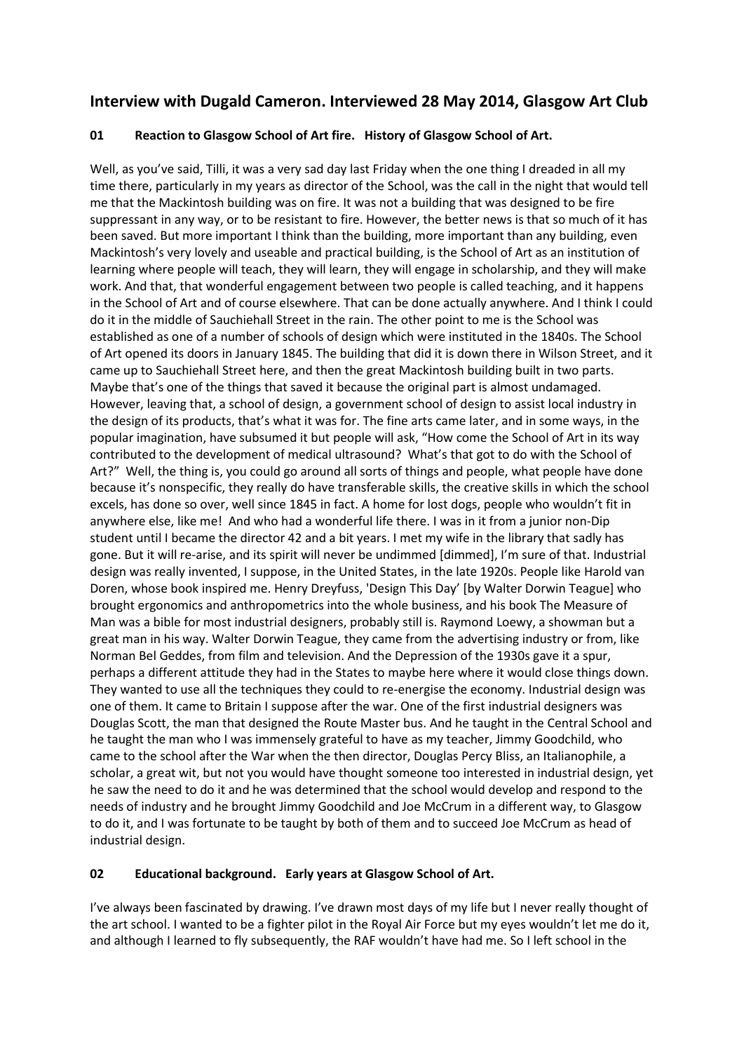# Interview with Dugald Cameron. Interviewed 28 May 2014, Glasgow Art Club

## 01 Reaction to Glasgow School of Art fire. History of Glasgow School of Art.

Well, as you've said, Tilli, it was a very sad day last Friday when the one thing I dreaded in all my time there, particularly in my years as director of the School, was the call in the night that would tell me that the Mackintosh building was on fire. It was not a building that was designed to be fire suppressant in any way, or to be resistant to fire. However, the better news is that so much of it has been saved. But more important I think than the building, more important than any building, even Mackintosh's very lovely and useable and practical building, is the School of Art as an institution of learning where people will teach, they will learn, they will engage in scholarship, and they will make work. And that, that wonderful engagement between two people is called teaching, and it happens in the School of Art and of course elsewhere. That can be done actually anywhere. And I think I could do it in the middle of Sauchiehall Street in the rain. The other point to me is the School was established as one of a number of schools of design which were instituted in the 1840s. The School of Art opened its doors in January 1845. The building that did it is down there in Wilson Street, and it came up to Sauchiehall Street here, and then the great Mackintosh building built in two parts. Maybe that's one of the things that saved it because the original part is almost undamaged. However, leaving that, a school of design, a government school of design to assist local industry in the design of its products, that's what it was for. The fine arts came later, and in some ways, in the popular imagination, have subsumed it but people will ask, "How come the School of Art in its way contributed to the development of medical ultrasound? What's that got to do with the School of Art?" Well, the thing is, you could go around all sorts of things and people, what people have done because it's nonspecific, they really do have transferable skills, the creative skills in which the school excels, has done so over, well since 1845 in fact. A home for lost dogs, people who wouldn't fit in anywhere else, like me! And who had a wonderful life there. I was in it from a junior non-Dip student until I became the director 42 and a bit years. I met my wife in the library that sadly has gone. But it will re-arise, and its spirit will never be undimmed [dimmed], I'm sure of that. Industrial design was really invented, I suppose, in the United States, in the late 1920s. People like Harold van Doren, whose book inspired me. Henry Dreyfuss, 'Design This Day' [by Walter Dorwin Teague] who brought ergonomics and anthropometrics into the whole business, and his book The Measure of Man was a bible for most industrial designers, probably still is. Raymond Loewy, a showman but a great man in his way. Walter Dorwin Teague, they came from the advertising industry or from, like Norman Bel Geddes, from film and television. And the Depression of the 1930s gave it a spur, perhaps a different attitude they had in the States to maybe here where it would close things down. They wanted to use all the techniques they could to re-energise the economy. Industrial design was one of them. It came to Britain I suppose after the war. One of the first industrial designers was Douglas Scott, the man that designed the Route Master bus. And he taught in the Central School and he taught the man who I was immensely grateful to have as my teacher, Jimmy Goodchild, who came to the school after the War when the then director, Douglas Percy Bliss, an Italianophile, a scholar, a great wit, but not you would have thought someone too interested in industrial design, yet he saw the need to do it and he was determined that the school would develop and respond to the needs of industry and he brought Jimmy Goodchild and Joe McCrum in a different way, to Glasgow to do it, and I was fortunate to be taught by both of them and to succeed Joe McCrum as head of industrial design.

## 02 Educational background. Early years at Glasgow School of Art.

I've always been fascinated by drawing. I've drawn most days of my life but I never really thought of the art school. I wanted to be a fighter pilot in the Royal Air Force but my eyes wouldn't let me do it, and although I learned to fly subsequently, the RAF wouldn't have had me. So I left school in the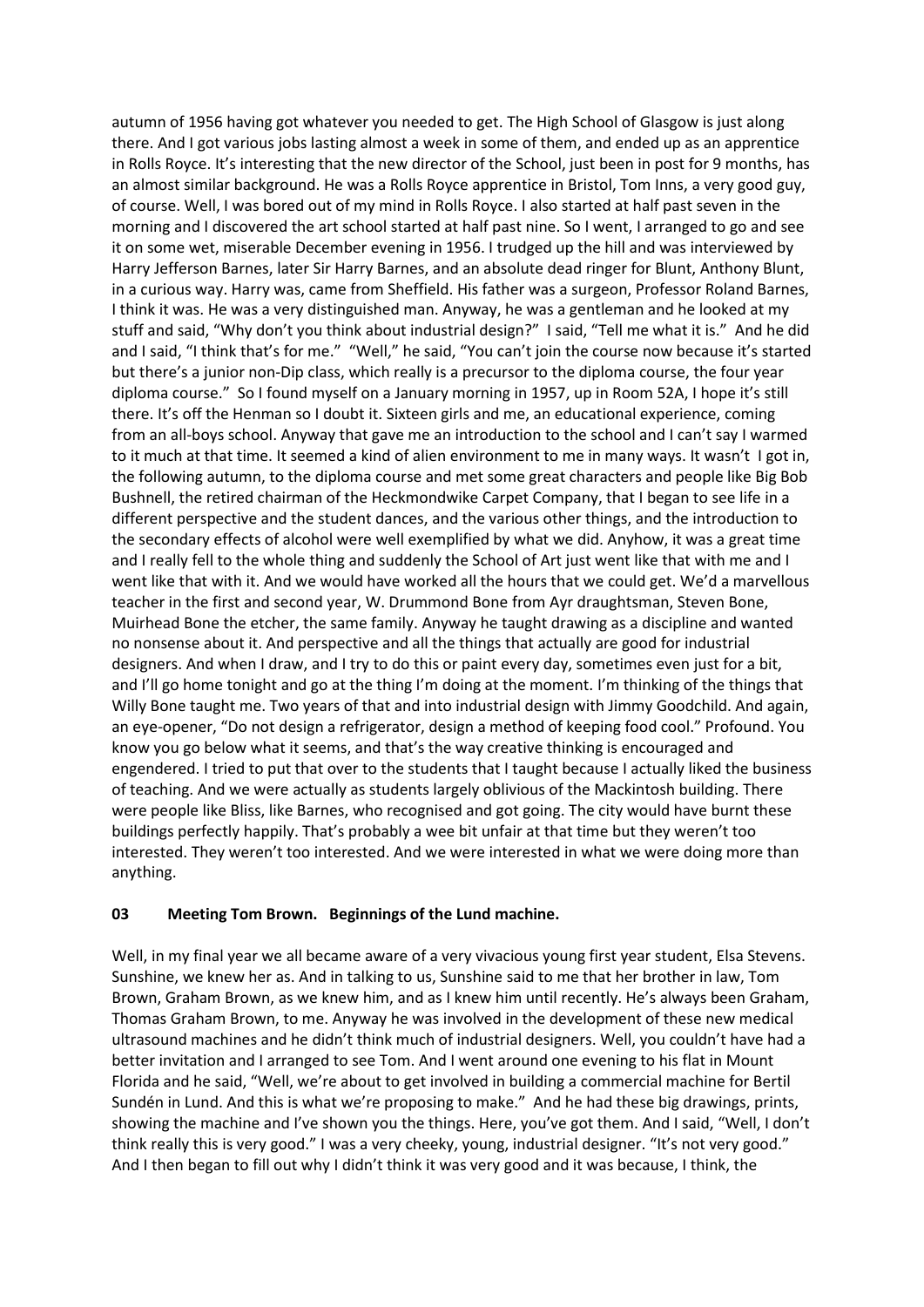autumn of 1956 having got whatever you needed to get. The High School of Glasgow is just along there. And I got various jobs lasting almost a week in some of them, and ended up as an apprentice in Rolls Royce. It's interesting that the new director of the School, just been in post for 9 months, has an almost similar background. He was a Rolls Royce apprentice in Bristol, Tom Inns, a very good guy, of course. Well, I was bored out of my mind in Rolls Royce. I also started at half past seven in the morning and I discovered the art school started at half past nine. So I went, I arranged to go and see it on some wet, miserable December evening in 1956. I trudged up the hill and was interviewed by Harry Jefferson Barnes, later Sir Harry Barnes, and an absolute dead ringer for Blunt, Anthony Blunt, in a curious way. Harry was, came from Sheffield. His father was a surgeon, Professor Roland Barnes, I think it was. He was a very distinguished man. Anyway, he was a gentleman and he looked at my stuff and said, "Why don't you think about industrial design?" I said, "Tell me what it is." And he did and I said, "I think that's for me." "Well," he said, "You can't join the course now because it's started but there's a junior non-Dip class, which really is a precursor to the diploma course, the four year diploma course." So I found myself on a January morning in 1957, up in Room 52A, I hope it's still there. It's off the Henman so I doubt it. Sixteen girls and me, an educational experience, coming from an all-boys school. Anyway that gave me an introduction to the school and I can't say I warmed to it much at that time. It seemed a kind of alien environment to me in many ways. It wasn't I got in, the following autumn, to the diploma course and met some great characters and people like Big Bob Bushnell, the retired chairman of the Heckmondwike Carpet Company, that I began to see life in a different perspective and the student dances, and the various other things, and the introduction to the secondary effects of alcohol were well exemplified by what we did. Anyhow, it was a great time and I really fell to the whole thing and suddenly the School of Art just went like that with me and I went like that with it. And we would have worked all the hours that we could get. We'd a marvellous teacher in the first and second year, W. Drummond Bone from Ayr draughtsman, Steven Bone, Muirhead Bone the etcher, the same family. Anyway he taught drawing as a discipline and wanted no nonsense about it. And perspective and all the things that actually are good for industrial designers. And when I draw, and I try to do this or paint every day, sometimes even just for a bit, and I'll go home tonight and go at the thing I'm doing at the moment. I'm thinking of the things that Willy Bone taught me. Two years of that and into industrial design with Jimmy Goodchild. And again, an eye-opener, "Do not design a refrigerator, design a method of keeping food cool." Profound. You know you go below what it seems, and that's the way creative thinking is encouraged and engendered. I tried to put that over to the students that I taught because I actually liked the business of teaching. And we were actually as students largely oblivious of the Mackintosh building. There were people like Bliss, like Barnes, who recognised and got going. The city would have burnt these buildings perfectly happily. That's probably a wee bit unfair at that time but they weren't too interested. They weren't too interested. And we were interested in what we were doing more than anything.

## 03 Meeting Tom Brown. Beginnings of the Lund machine.

Well, in my final year we all became aware of a very vivacious young first year student, Elsa Stevens. Sunshine, we knew her as. And in talking to us, Sunshine said to me that her brother in law, Tom Brown, Graham Brown, as we knew him, and as I knew him until recently. He's always been Graham, Thomas Graham Brown, to me. Anyway he was involved in the development of these new medical ultrasound machines and he didn't think much of industrial designers. Well, you couldn't have had a better invitation and I arranged to see Tom. And I went around one evening to his flat in Mount Florida and he said, "Well, we're about to get involved in building a commercial machine for Bertil Sundén in Lund. And this is what we're proposing to make." And he had these big drawings, prints, showing the machine and I've shown you the things. Here, you've got them. And I said, "Well, I don't think really this is very good." I was a very cheeky, young, industrial designer. "It's not very good." And I then began to fill out why I didn't think it was very good and it was because, I think, the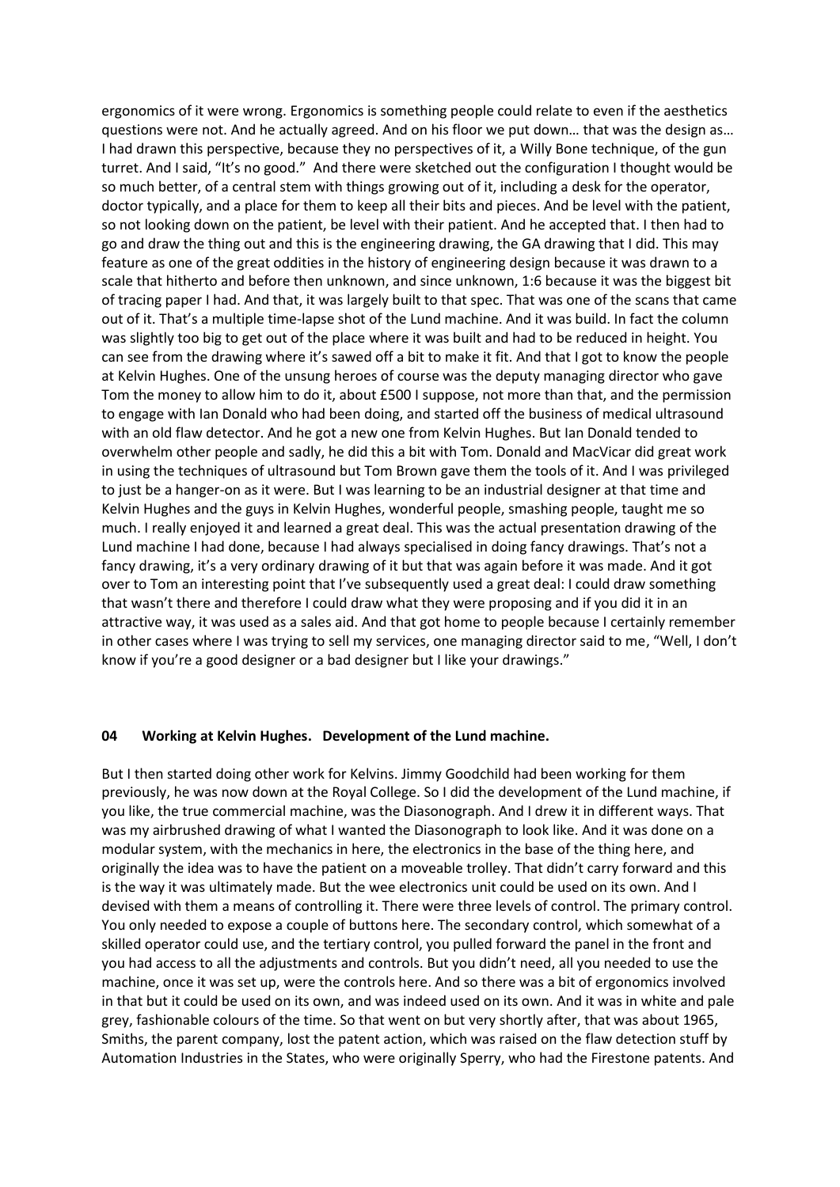ergonomics of it were wrong. Ergonomics is something people could relate to even if the aesthetics questions were not. And he actually agreed. And on his floor we put down… that was the design as… I had drawn this perspective, because they no perspectives of it, a Willy Bone technique, of the gun turret. And I said, "It's no good." And there were sketched out the configuration I thought would be so much better, of a central stem with things growing out of it, including a desk for the operator, doctor typically, and a place for them to keep all their bits and pieces. And be level with the patient, so not looking down on the patient, be level with their patient. And he accepted that. I then had to go and draw the thing out and this is the engineering drawing, the GA drawing that I did. This may feature as one of the great oddities in the history of engineering design because it was drawn to a scale that hitherto and before then unknown, and since unknown, 1:6 because it was the biggest bit of tracing paper I had. And that, it was largely built to that spec. That was one of the scans that came out of it. That's a multiple time-lapse shot of the Lund machine. And it was build. In fact the column was slightly too big to get out of the place where it was built and had to be reduced in height. You can see from the drawing where it's sawed off a bit to make it fit. And that I got to know the people at Kelvin Hughes. One of the unsung heroes of course was the deputy managing director who gave Tom the money to allow him to do it, about £500 I suppose, not more than that, and the permission to engage with Ian Donald who had been doing, and started off the business of medical ultrasound with an old flaw detector. And he got a new one from Kelvin Hughes. But Ian Donald tended to overwhelm other people and sadly, he did this a bit with Tom. Donald and MacVicar did great work in using the techniques of ultrasound but Tom Brown gave them the tools of it. And I was privileged to just be a hanger-on as it were. But I was learning to be an industrial designer at that time and Kelvin Hughes and the guys in Kelvin Hughes, wonderful people, smashing people, taught me so much. I really enjoyed it and learned a great deal. This was the actual presentation drawing of the Lund machine I had done, because I had always specialised in doing fancy drawings. That's not a fancy drawing, it's a very ordinary drawing of it but that was again before it was made. And it got over to Tom an interesting point that I've subsequently used a great deal: I could draw something that wasn't there and therefore I could draw what they were proposing and if you did it in an attractive way, it was used as a sales aid. And that got home to people because I certainly remember in other cases where I was trying to sell my services, one managing director said to me, "Well, I don't know if you're a good designer or a bad designer but I like your drawings."

## 04 Working at Kelvin Hughes. Development of the Lund machine.

But I then started doing other work for Kelvins. Jimmy Goodchild had been working for them previously, he was now down at the Royal College. So I did the development of the Lund machine, if you like, the true commercial machine, was the Diasonograph. And I drew it in different ways. That was my airbrushed drawing of what I wanted the Diasonograph to look like. And it was done on a modular system, with the mechanics in here, the electronics in the base of the thing here, and originally the idea was to have the patient on a moveable trolley. That didn't carry forward and this is the way it was ultimately made. But the wee electronics unit could be used on its own. And I devised with them a means of controlling it. There were three levels of control. The primary control. You only needed to expose a couple of buttons here. The secondary control, which somewhat of a skilled operator could use, and the tertiary control, you pulled forward the panel in the front and you had access to all the adjustments and controls. But you didn't need, all you needed to use the machine, once it was set up, were the controls here. And so there was a bit of ergonomics involved in that but it could be used on its own, and was indeed used on its own. And it was in white and pale grey, fashionable colours of the time. So that went on but very shortly after, that was about 1965, Smiths, the parent company, lost the patent action, which was raised on the flaw detection stuff by Automation Industries in the States, who were originally Sperry, who had the Firestone patents. And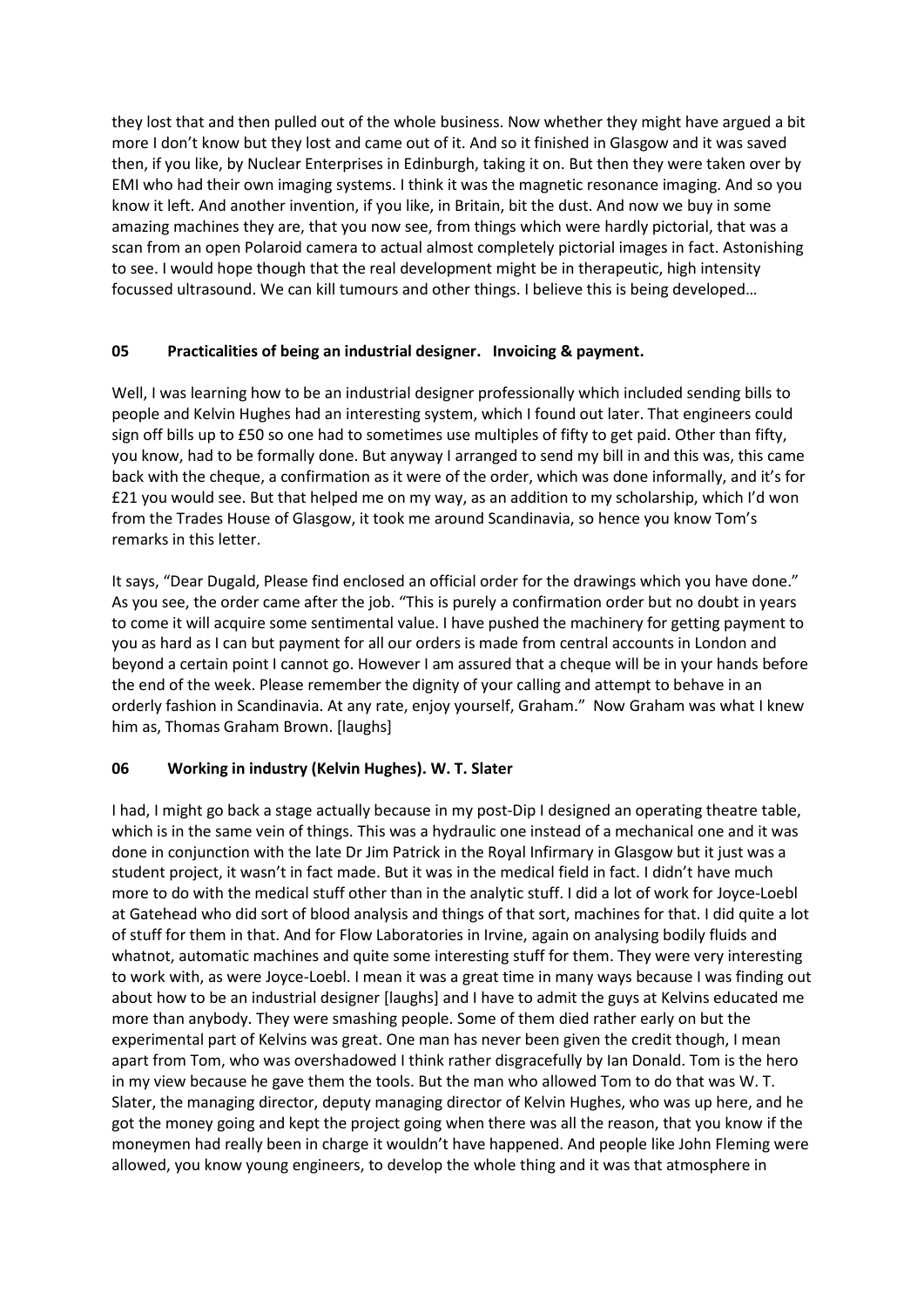they lost that and then pulled out of the whole business. Now whether they might have argued a bit more I don't know but they lost and came out of it. And so it finished in Glasgow and it was saved then, if you like, by Nuclear Enterprises in Edinburgh, taking it on. But then they were taken over by EMI who had their own imaging systems. I think it was the magnetic resonance imaging. And so you know it left. And another invention, if you like, in Britain, bit the dust. And now we buy in some amazing machines they are, that you now see, from things which were hardly pictorial, that was a scan from an open Polaroid camera to actual almost completely pictorial images in fact. Astonishing to see. I would hope though that the real development might be in therapeutic, high intensity focussed ultrasound. We can kill tumours and other things. I believe this is being developed…

### 05 Practicalities of being an industrial designer. Invoicing & payment.

Well, I was learning how to be an industrial designer professionally which included sending bills to people and Kelvin Hughes had an interesting system, which I found out later. That engineers could sign off bills up to £50 so one had to sometimes use multiples of fifty to get paid. Other than fifty, you know, had to be formally done. But anyway I arranged to send my bill in and this was, this came back with the cheque, a confirmation as it were of the order, which was done informally, and it's for £21 you would see. But that helped me on my way, as an addition to my scholarship, which I'd won from the Trades House of Glasgow, it took me around Scandinavia, so hence you know Tom's remarks in this letter.

It says, "Dear Dugald, Please find enclosed an official order for the drawings which you have done." As you see, the order came after the job. "This is purely a confirmation order but no doubt in years to come it will acquire some sentimental value. I have pushed the machinery for getting payment to you as hard as I can but payment for all our orders is made from central accounts in London and beyond a certain point I cannot go. However I am assured that a cheque will be in your hands before the end of the week. Please remember the dignity of your calling and attempt to behave in an orderly fashion in Scandinavia. At any rate, enjoy yourself, Graham." Now Graham was what I knew him as, Thomas Graham Brown. [laughs]

### 06 Working in industry (Kelvin Hughes). W. T. Slater

I had, I might go back a stage actually because in my post-Dip I designed an operating theatre table, which is in the same vein of things. This was a hydraulic one instead of a mechanical one and it was done in conjunction with the late Dr Jim Patrick in the Royal Infirmary in Glasgow but it just was a student project, it wasn't in fact made. But it was in the medical field in fact. I didn't have much more to do with the medical stuff other than in the analytic stuff. I did a lot of work for Joyce-Loebl at Gatehead who did sort of blood analysis and things of that sort, machines for that. I did quite a lot of stuff for them in that. And for Flow Laboratories in Irvine, again on analysing bodily fluids and whatnot, automatic machines and quite some interesting stuff for them. They were very interesting to work with, as were Joyce-Loebl. I mean it was a great time in many ways because I was finding out about how to be an industrial designer [laughs] and I have to admit the guys at Kelvins educated me more than anybody. They were smashing people. Some of them died rather early on but the experimental part of Kelvins was great. One man has never been given the credit though, I mean apart from Tom, who was overshadowed I think rather disgracefully by Ian Donald. Tom is the hero in my view because he gave them the tools. But the man who allowed Tom to do that was W. T. Slater, the managing director, deputy managing director of Kelvin Hughes, who was up here, and he got the money going and kept the project going when there was all the reason, that you know if the moneymen had really been in charge it wouldn't have happened. And people like John Fleming were allowed, you know young engineers, to develop the whole thing and it was that atmosphere in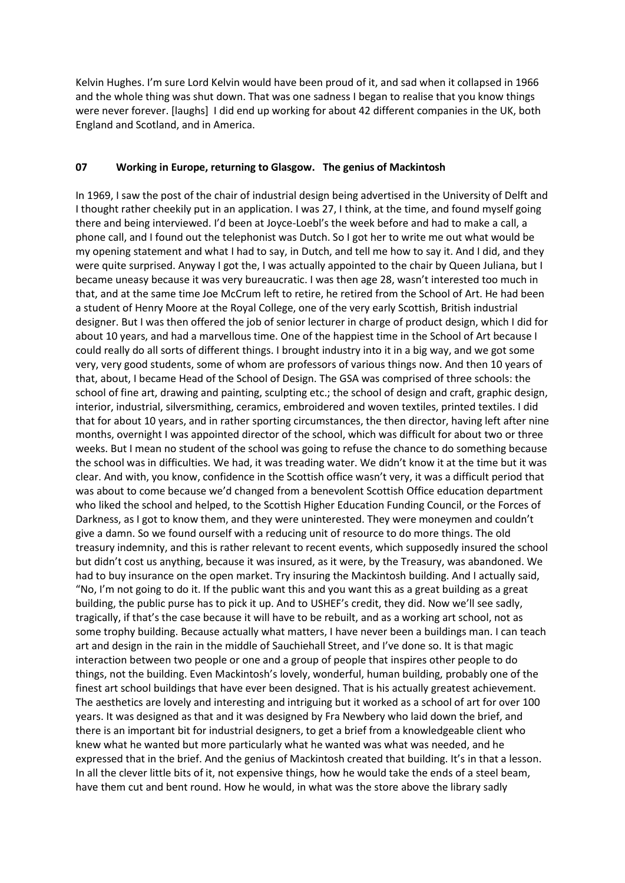Kelvin Hughes. I'm sure Lord Kelvin would have been proud of it, and sad when it collapsed in 1966 and the whole thing was shut down. That was one sadness I began to realise that you know things were never forever. [laughs] I did end up working for about 42 different companies in the UK, both England and Scotland, and in America.

## 07 Working in Europe, returning to Glasgow. The genius of Mackintosh

In 1969, I saw the post of the chair of industrial design being advertised in the University of Delft and I thought rather cheekily put in an application. I was 27, I think, at the time, and found myself going there and being interviewed. I'd been at Joyce-Loebl's the week before and had to make a call, a phone call, and I found out the telephonist was Dutch. So I got her to write me out what would be my opening statement and what I had to say, in Dutch, and tell me how to say it. And I did, and they were quite surprised. Anyway I got the, I was actually appointed to the chair by Queen Juliana, but I became uneasy because it was very bureaucratic. I was then age 28, wasn't interested too much in that, and at the same time Joe McCrum left to retire, he retired from the School of Art. He had been a student of Henry Moore at the Royal College, one of the very early Scottish, British industrial designer. But I was then offered the job of senior lecturer in charge of product design, which I did for about 10 years, and had a marvellous time. One of the happiest time in the School of Art because I could really do all sorts of different things. I brought industry into it in a big way, and we got some very, very good students, some of whom are professors of various things now. And then 10 years of that, about, I became Head of the School of Design. The GSA was comprised of three schools: the school of fine art, drawing and painting, sculpting etc.; the school of design and craft, graphic design, interior, industrial, silversmithing, ceramics, embroidered and woven textiles, printed textiles. I did that for about 10 years, and in rather sporting circumstances, the then director, having left after nine months, overnight I was appointed director of the school, which was difficult for about two or three weeks. But I mean no student of the school was going to refuse the chance to do something because the school was in difficulties. We had, it was treading water. We didn't know it at the time but it was clear. And with, you know, confidence in the Scottish office wasn't very, it was a difficult period that was about to come because we'd changed from a benevolent Scottish Office education department who liked the school and helped, to the Scottish Higher Education Funding Council, or the Forces of Darkness, as I got to know them, and they were uninterested. They were moneymen and couldn't give a damn. So we found ourself with a reducing unit of resource to do more things. The old treasury indemnity, and this is rather relevant to recent events, which supposedly insured the school but didn't cost us anything, because it was insured, as it were, by the Treasury, was abandoned. We had to buy insurance on the open market. Try insuring the Mackintosh building. And I actually said, "No, I'm not going to do it. If the public want this and you want this as a great building as a great building, the public purse has to pick it up. And to USHEF's credit, they did. Now we'll see sadly, tragically, if that's the case because it will have to be rebuilt, and as a working art school, not as some trophy building. Because actually what matters, I have never been a buildings man. I can teach art and design in the rain in the middle of Sauchiehall Street, and I've done so. It is that magic interaction between two people or one and a group of people that inspires other people to do things, not the building. Even Mackintosh's lovely, wonderful, human building, probably one of the finest art school buildings that have ever been designed. That is his actually greatest achievement. The aesthetics are lovely and interesting and intriguing but it worked as a school of art for over 100 years. It was designed as that and it was designed by Fra Newbery who laid down the brief, and there is an important bit for industrial designers, to get a brief from a knowledgeable client who knew what he wanted but more particularly what he wanted was what was needed, and he expressed that in the brief. And the genius of Mackintosh created that building. It's in that a lesson. In all the clever little bits of it, not expensive things, how he would take the ends of a steel beam, have them cut and bent round. How he would, in what was the store above the library sadly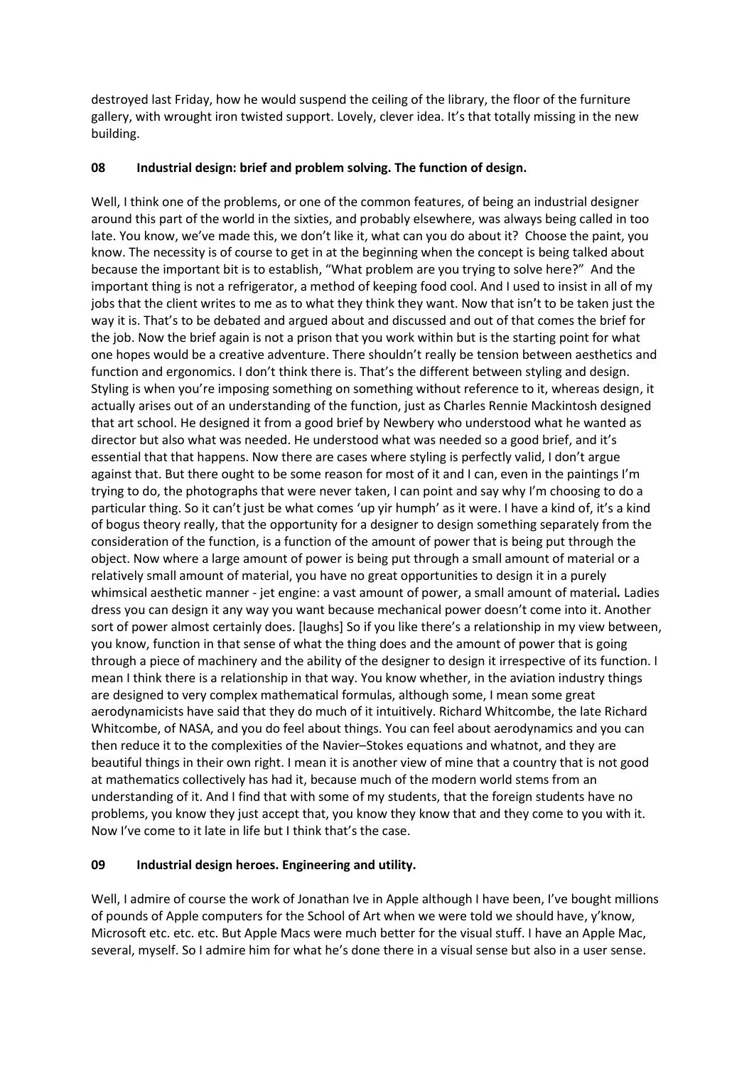destroyed last Friday, how he would suspend the ceiling of the library, the floor of the furniture gallery, with wrought iron twisted support. Lovely, clever idea. It's that totally missing in the new building.

### 08 Industrial design: brief and problem solving. The function of design.

Well, I think one of the problems, or one of the common features, of being an industrial designer around this part of the world in the sixties, and probably elsewhere, was always being called in too late. You know, we've made this, we don't like it, what can you do about it? Choose the paint, you know. The necessity is of course to get in at the beginning when the concept is being talked about because the important bit is to establish, "What problem are you trying to solve here?" And the important thing is not a refrigerator, a method of keeping food cool. And I used to insist in all of my jobs that the client writes to me as to what they think they want. Now that isn't to be taken just the way it is. That's to be debated and argued about and discussed and out of that comes the brief for the job. Now the brief again is not a prison that you work within but is the starting point for what one hopes would be a creative adventure. There shouldn't really be tension between aesthetics and function and ergonomics. I don't think there is. That's the different between styling and design. Styling is when you're imposing something on something without reference to it, whereas design, it actually arises out of an understanding of the function, just as Charles Rennie Mackintosh designed that art school. He designed it from a good brief by Newbery who understood what he wanted as director but also what was needed. He understood what was needed so a good brief, and it's essential that that happens. Now there are cases where styling is perfectly valid, I don't argue against that. But there ought to be some reason for most of it and I can, even in the paintings I'm trying to do, the photographs that were never taken, I can point and say why I'm choosing to do a particular thing. So it can't just be what comes 'up yir humph' as it were. I have a kind of, it's a kind of bogus theory really, that the opportunity for a designer to design something separately from the consideration of the function, is a function of the amount of power that is being put through the object. Now where a large amount of power is being put through a small amount of material or a relatively small amount of material, you have no great opportunities to design it in a purely whimsical aesthetic manner - jet engine: a vast amount of power, a small amount of material. Ladies dress you can design it any way you want because mechanical power doesn't come into it. Another sort of power almost certainly does. [laughs] So if you like there's a relationship in my view between, you know, function in that sense of what the thing does and the amount of power that is going through a piece of machinery and the ability of the designer to design it irrespective of its function. I mean I think there is a relationship in that way. You know whether, in the aviation industry things are designed to very complex mathematical formulas, although some, I mean some great aerodynamicists have said that they do much of it intuitively. Richard Whitcombe, the late Richard Whitcombe, of NASA, and you do feel about things. You can feel about aerodynamics and you can then reduce it to the complexities of the Navier–Stokes equations and whatnot, and they are beautiful things in their own right. I mean it is another view of mine that a country that is not good at mathematics collectively has had it, because much of the modern world stems from an understanding of it. And I find that with some of my students, that the foreign students have no problems, you know they just accept that, you know they know that and they come to you with it. Now I've come to it late in life but I think that's the case.

### 09 Industrial design heroes. Engineering and utility.

Well, I admire of course the work of Jonathan Ive in Apple although I have been, I've bought millions of pounds of Apple computers for the School of Art when we were told we should have, y'know, Microsoft etc. etc. etc. But Apple Macs were much better for the visual stuff. I have an Apple Mac, several, myself. So I admire him for what he's done there in a visual sense but also in a user sense.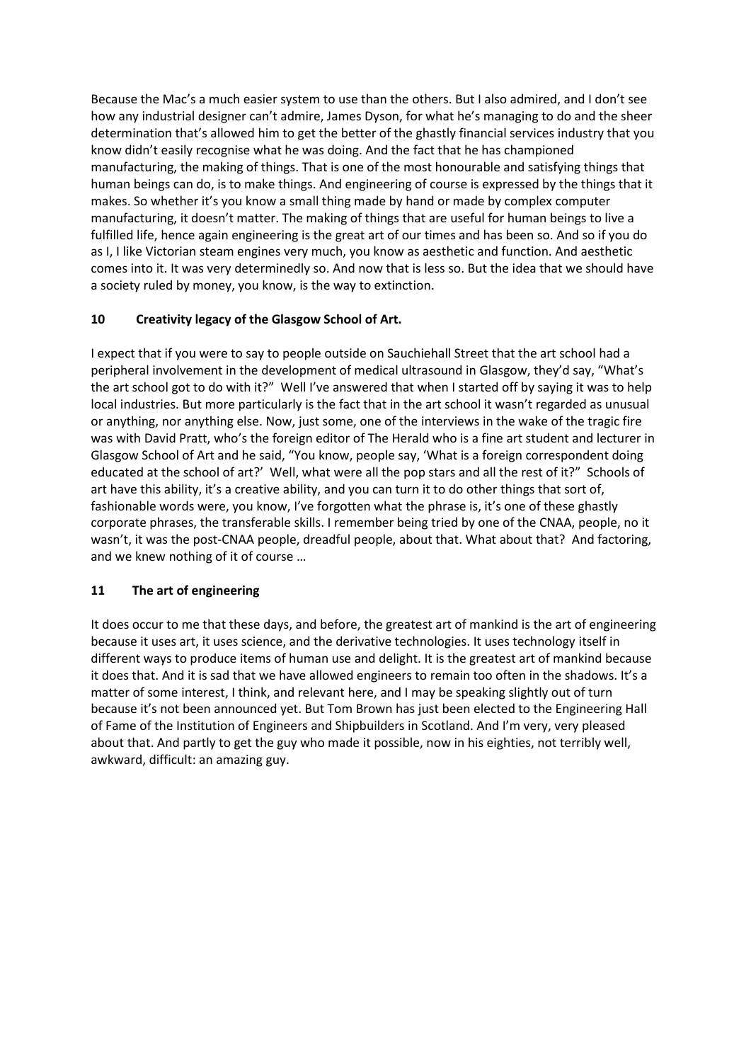Because the Mac's a much easier system to use than the others. But I also admired, and I don't see how any industrial designer can't admire, James Dyson, for what he's managing to do and the sheer determination that's allowed him to get the better of the ghastly financial services industry that you know didn't easily recognise what he was doing. And the fact that he has championed manufacturing, the making of things. That is one of the most honourable and satisfying things that human beings can do, is to make things. And engineering of course is expressed by the things that it makes. So whether it's you know a small thing made by hand or made by complex computer manufacturing, it doesn't matter. The making of things that are useful for human beings to live a fulfilled life, hence again engineering is the great art of our times and has been so. And so if you do as I, I like Victorian steam engines very much, you know as aesthetic and function. And aesthetic comes into it. It was very determinedly so. And now that is less so. But the idea that we should have a society ruled by money, you know, is the way to extinction.

## 10 Creativity legacy of the Glasgow School of Art.

I expect that if you were to say to people outside on Sauchiehall Street that the art school had a peripheral involvement in the development of medical ultrasound in Glasgow, they'd say, "What's the art school got to do with it?" Well I've answered that when I started off by saying it was to help local industries. But more particularly is the fact that in the art school it wasn't regarded as unusual or anything, nor anything else. Now, just some, one of the interviews in the wake of the tragic fire was with David Pratt, who's the foreign editor of The Herald who is a fine art student and lecturer in Glasgow School of Art and he said, "You know, people say, 'What is a foreign correspondent doing educated at the school of art?' Well, what were all the pop stars and all the rest of it?" Schools of art have this ability, it's a creative ability, and you can turn it to do other things that sort of, fashionable words were, you know, I've forgotten what the phrase is, it's one of these ghastly corporate phrases, the transferable skills. I remember being tried by one of the CNAA, people, no it wasn't, it was the post-CNAA people, dreadful people, about that. What about that? And factoring, and we knew nothing of it of course …

## 11 The art of engineering

It does occur to me that these days, and before, the greatest art of mankind is the art of engineering because it uses art, it uses science, and the derivative technologies. It uses technology itself in different ways to produce items of human use and delight. It is the greatest art of mankind because it does that. And it is sad that we have allowed engineers to remain too often in the shadows. It's a matter of some interest, I think, and relevant here, and I may be speaking slightly out of turn because it's not been announced yet. But Tom Brown has just been elected to the Engineering Hall of Fame of the Institution of Engineers and Shipbuilders in Scotland. And I'm very, very pleased about that. And partly to get the guy who made it possible, now in his eighties, not terribly well, awkward, difficult: an amazing guy.